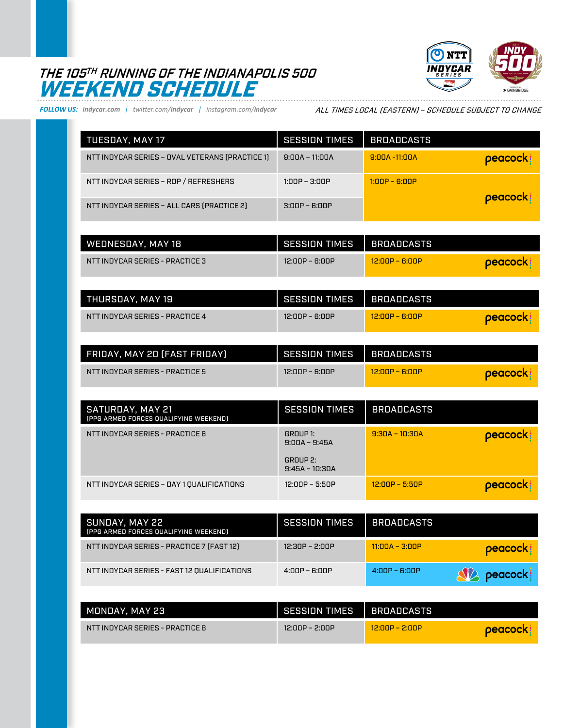# THE 105TH RUNNING OF THE INDIANAPOLIS 500
# WEEKEND SCHEDULE

**FOLLOW US:** indycar.com | twitter.com/indycar | instagram.com/indycar

*ALL TIMES LOCAL (EASTERN) – SCHEDULE SUBJECT TO CHANGE*

| TUESDAY, MAY 17 | SESSION TIMES | BROADCASTS |
|---|---|---|
| NTT INDYCAR SERIES – OVAL VETERANS (PRACTICE 1) | 9:00A – 11:00A | 9:00A -11:00A peacock |
| NTT INDYCAR SERIES – ROP / REFRESHERS | 1:00P – 3:00P | 1:00P – 6:00P peacock |
| NTT INDYCAR SERIES – ALL CARS (PRACTICE 2) | 3:00P – 6:00P | |

| WEDNESDAY, MAY 18 | SESSION TIMES | BROADCASTS |
|---|---|---|
| NTT INDYCAR SERIES - PRACTICE 3 | 12:00P – 6:00P | 12:00P – 6:00P peacock |

| THURSDAY, MAY 19 | SESSION TIMES | BROADCASTS |
|---|---|---|
| NTT INDYCAR SERIES - PRACTICE 4 | 12:00P – 6:00P | 12:00P – 6:00P peacock |

| FRIDAY, MAY 20 (FAST FRIDAY) | SESSION TIMES | BROADCASTS |
|---|---|---|
| NTT INDYCAR SERIES - PRACTICE 5 | 12:00P – 6:00P | 12:00P – 6:00P peacock |

| SATURDAY, MAY 21 (PPG ARMED FORCES QUALIFYING WEEKEND) | SESSION TIMES | BROADCASTS |
|---|---|---|
| NTT INDYCAR SERIES - PRACTICE 6 | GROUP 1: 9:00A – 9:45A<br>GROUP 2: 9:45A – 10:30A | 9:30A – 10:30A peacock |
| NTT INDYCAR SERIES – DAY 1 QUALIFICATIONS | 12:00P – 5:50P | 12:00P – 5:50P peacock |

| SUNDAY, MAY 22 (PPG ARMED FORCES QUALIFYING WEEKEND) | SESSION TIMES | BROADCASTS |
|---|---|---|
| NTT INDYCAR SERIES - PRACTICE 7 (FAST 12) | 12:30P – 2:00P | 11:00A – 3:00P peacock |
| NTT INDYCAR SERIES - FAST 12 QUALIFICATIONS | 4:00P – 6:00P | 4:00P – 6:00P NBC, peacock |

| MONDAY, MAY 23 | SESSION TIMES | BROADCASTS |
|---|---|---|
| NTT INDYCAR SERIES - PRACTICE 8 | 12:00P – 2:00P | 12:00P – 2:00P peacock |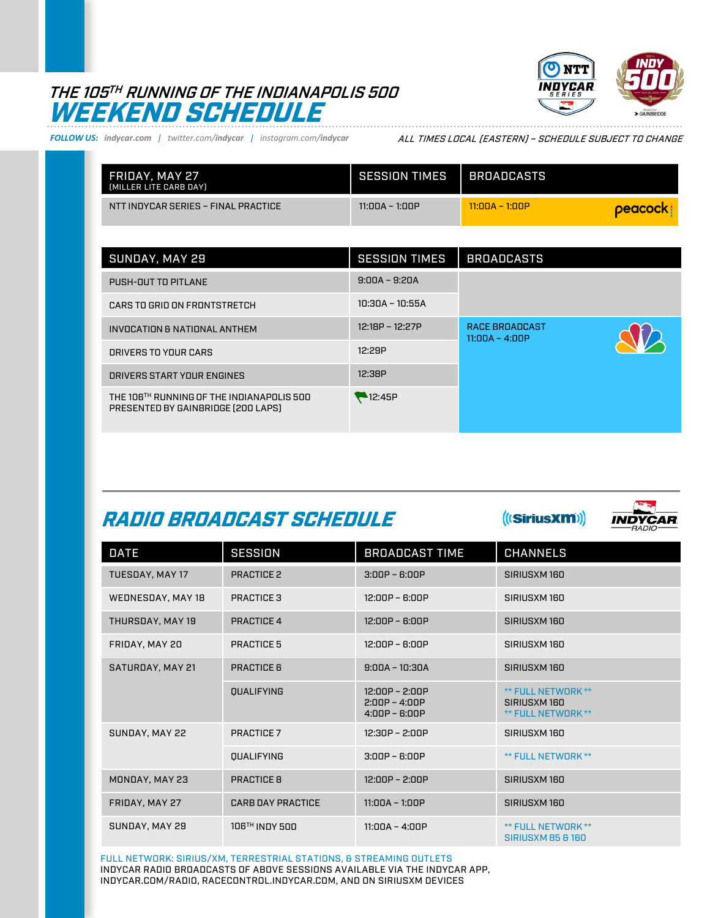## THE 105^TH RUNNING OF THE INDIANAPOLIS 500

# WEEKEND SCHEDULE

**FOLLOW US:** indycar.com | twitter.com/indycar | instagram.com/indycar

ALL TIMES LOCAL (EASTERN) – SCHEDULE SUBJECT TO CHANGE

| FRIDAY, MAY 27 (MILLER LITE CARB DAY) | SESSION TIMES | BROADCASTS |
|---|---|---|
| NTT INDYCAR SERIES – FINAL PRACTICE | 11:00A – 1:00P | 11:00A – 1:00P peacock |

| SUNDAY, MAY 29 | SESSION TIMES | BROADCASTS |
|---|---|---|
| PUSH-OUT TO PITLANE | 9:00A – 9:20A | |
| CARS TO GRID ON FRONTSTRETCH | 10:30A – 10:55A | |
| INVOCATION & NATIONAL ANTHEM | 12:18P – 12:27P | RACE BROADCAST 11:00A – 4:00P |
| DRIVERS TO YOUR CARS | 12:29P | |
| DRIVERS START YOUR ENGINES | 12:38P | |
| THE 106TH RUNNING OF THE INDIANAPOLIS 500 PRESENTED BY GAINBRIDGE (200 LAPS) | 12:45P | |

## RADIO BROADCAST SCHEDULE

| DATE | SESSION | BROADCAST TIME | CHANNELS |
|---|---|---|---|
| TUESDAY, MAY 17 | PRACTICE 2 | 3:00P – 6:00P | SIRIUSXM 160 |
| WEDNESDAY, MAY 18 | PRACTICE 3 | 12:00P – 6:00P | SIRIUSXM 160 |
| THURSDAY, MAY 19 | PRACTICE 4 | 12:00P – 6:00P | SIRIUSXM 160 |
| FRIDAY, MAY 20 | PRACTICE 5 | 12:00P – 6:00P | SIRIUSXM 160 |
| SATURDAY, MAY 21 | PRACTICE 6 | 9:00A – 10:30A | SIRIUSXM 160 |
| | QUALIFYING | 12:00P – 2:00P<br>2:00P – 4:00P<br>4:00P – 6:00P | ** FULL NETWORK **<br>SIRIUSXM 160<br>** FULL NETWORK ** |
| SUNDAY, MAY 22 | PRACTICE 7 | 12:30P – 2:00P | SIRIUSXM 160 |
| | QUALIFYING | 3:00P – 6:00P | ** FULL NETWORK ** |
| MONDAY, MAY 23 | PRACTICE 8 | 12:00P – 2:00P | SIRIUSXM 160 |
| FRIDAY, MAY 27 | CARB DAY PRACTICE | 11:00A – 1:00P | SIRIUSXM 160 |
| SUNDAY, MAY 29 | 106TH INDY 500 | 11:00A – 4:00P | ** FULL NETWORK **<br>SIRIUSXM 85 & 160 |

FULL NETWORK: SIRIUS/XM, TERRESTRIAL STATIONS, & STREAMING OUTLETS

INDYCAR RADIO BROADCASTS OF ABOVE SESSIONS AVAILABLE VIA THE INDYCAR APP, INDYCAR.COM/RADIO, RACECONTROL.INDYCAR.COM, AND ON SIRIUSXM DEVICES